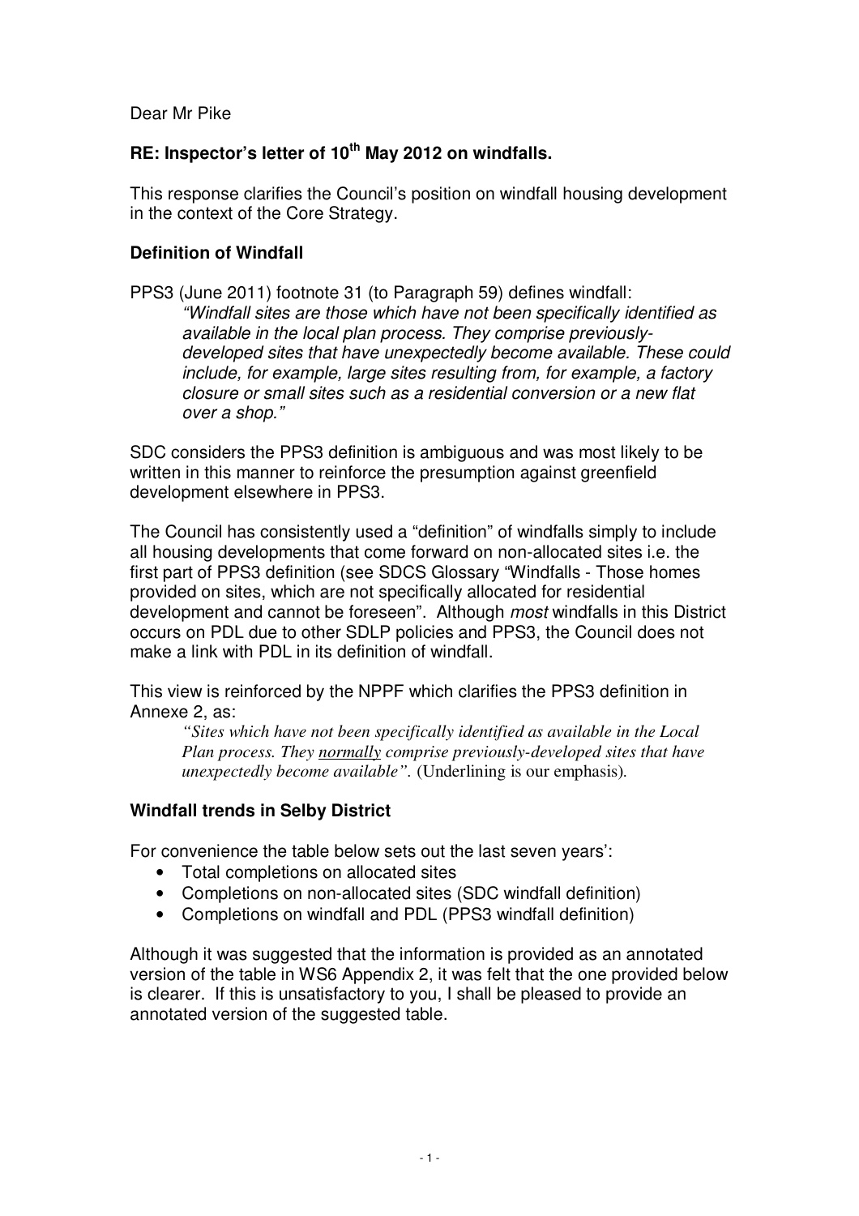Dear Mr Pike

**RE: Inspector's letter of 10th May 2012 on windfalls.**

This response clarifies the Council's position on windfall housing development in the context of the Core Strategy.

**Definition of Windfall**

PPS3 (June 2011) footnote 31 (to Paragraph 59) defines windfall:

> *"Windfall sites are those which have not been specifically identified as available in the local plan process. They comprise previously-developed sites that have unexpectedly become available. These could include, for example, large sites resulting from, for example, a factory closure or small sites such as a residential conversion or a new flat over a shop."*

SDC considers the PPS3 definition is ambiguous and was most likely to be written in this manner to reinforce the presumption against greenfield development elsewhere in PPS3.

The Council has consistently used a "definition" of windfalls simply to include all housing developments that come forward on non-allocated sites i.e. the first part of PPS3 definition (see SDCS Glossary "Windfalls - Those homes provided on sites, which are not specifically allocated for residential development and cannot be foreseen". Although *most* windfalls in this District occurs on PDL due to other SDLP policies and PPS3, the Council does not make a link with PDL in its definition of windfall.

This view is reinforced by the NPPF which clarifies the PPS3 definition in Annexe 2, as:

> *"Sites which have not been specifically identified as available in the Local Plan process. They normally comprise previously-developed sites that have unexpectedly become available".* (Underlining is our emphasis).

**Windfall trends in Selby District**

For convenience the table below sets out the last seven years':

- Total completions on allocated sites
- Completions on non-allocated sites (SDC windfall definition)
- Completions on windfall and PDL (PPS3 windfall definition)

Although it was suggested that the information is provided as an annotated version of the table in WS6 Appendix 2, it was felt that the one provided below is clearer. If this is unsatisfactory to you, I shall be pleased to provide an annotated version of the suggested table.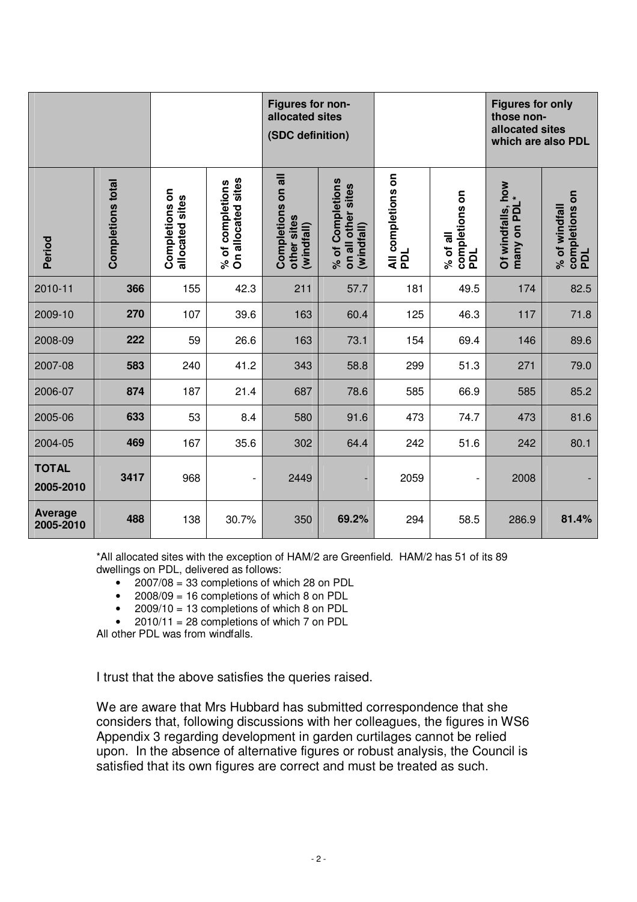| | | | | Figures for non-allocated sites (SDC definition) | | | | Figures for only those non-allocated sites which are also PDL | |
|---|---|---|---|---|---|---|---|---|---|
| Period | Completions total | Completions on allocated sites | % of completions On allocated sites | Completions on all other sites (windfall) | % of Completions on all other sites (windfall) | All completions on PDL | % of all completions on PDL | Of windfalls, how many on PDL* | % of windfall completions on PDL |
| 2010-11 | **366** | 155 | 42.3 | 211 | 57.7 | 181 | 49.5 | 174 | 82.5 |
| 2009-10 | **270** | 107 | 39.6 | 163 | 60.4 | 125 | 46.3 | 117 | 71.8 |
| 2008-09 | **222** | 59 | 26.6 | 163 | 73.1 | 154 | 69.4 | 146 | 89.6 |
| 2007-08 | **583** | 240 | 41.2 | 343 | 58.8 | 299 | 51.3 | 271 | 79.0 |
| 2006-07 | **874** | 187 | 21.4 | 687 | 78.6 | 585 | 66.9 | 585 | 85.2 |
| 2005-06 | **633** | 53 | 8.4 | 580 | 91.6 | 473 | 74.7 | 473 | 81.6 |
| 2004-05 | **469** | 167 | 35.6 | 302 | 64.4 | 242 | 51.6 | 242 | 80.1 |
| **TOTAL 2005-2010** | **3417** | 968 | - | 2449 | - | 2059 | - | 2008 | - |
| **Average 2005-2010** | **488** | 138 | 30.7% | 350 | **69.2%** | 294 | 58.5 | 286.9 | **81.4%** |

*All allocated sites with the exception of HAM/2 are Greenfield. HAM/2 has 51 of its 89 dwellings on PDL, delivered as follows:

- 2007/08 = 33 completions of which 28 on PDL
- 2008/09 = 16 completions of which 8 on PDL
- 2009/10 = 13 completions of which 8 on PDL
- 2010/11 = 28 completions of which 7 on PDL

All other PDL was from windfalls.

I trust that the above satisfies the queries raised.

We are aware that Mrs Hubbard has submitted correspondence that she considers that, following discussions with her colleagues, the figures in WS6 Appendix 3 regarding development in garden curtilages cannot be relied upon. In the absence of alternative figures or robust analysis, the Council is satisfied that its own figures are correct and must be treated as such.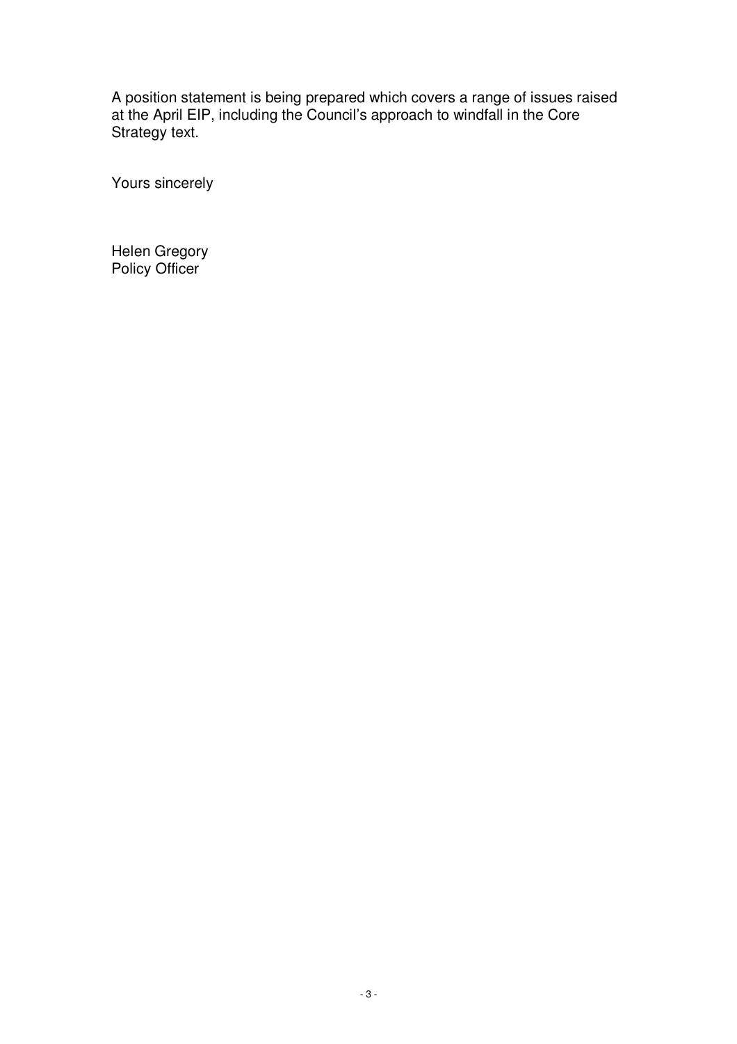A position statement is being prepared which covers a range of issues raised at the April EIP, including the Council's approach to windfall in the Core Strategy text.

Yours sincerely

Helen Gregory
Policy Officer